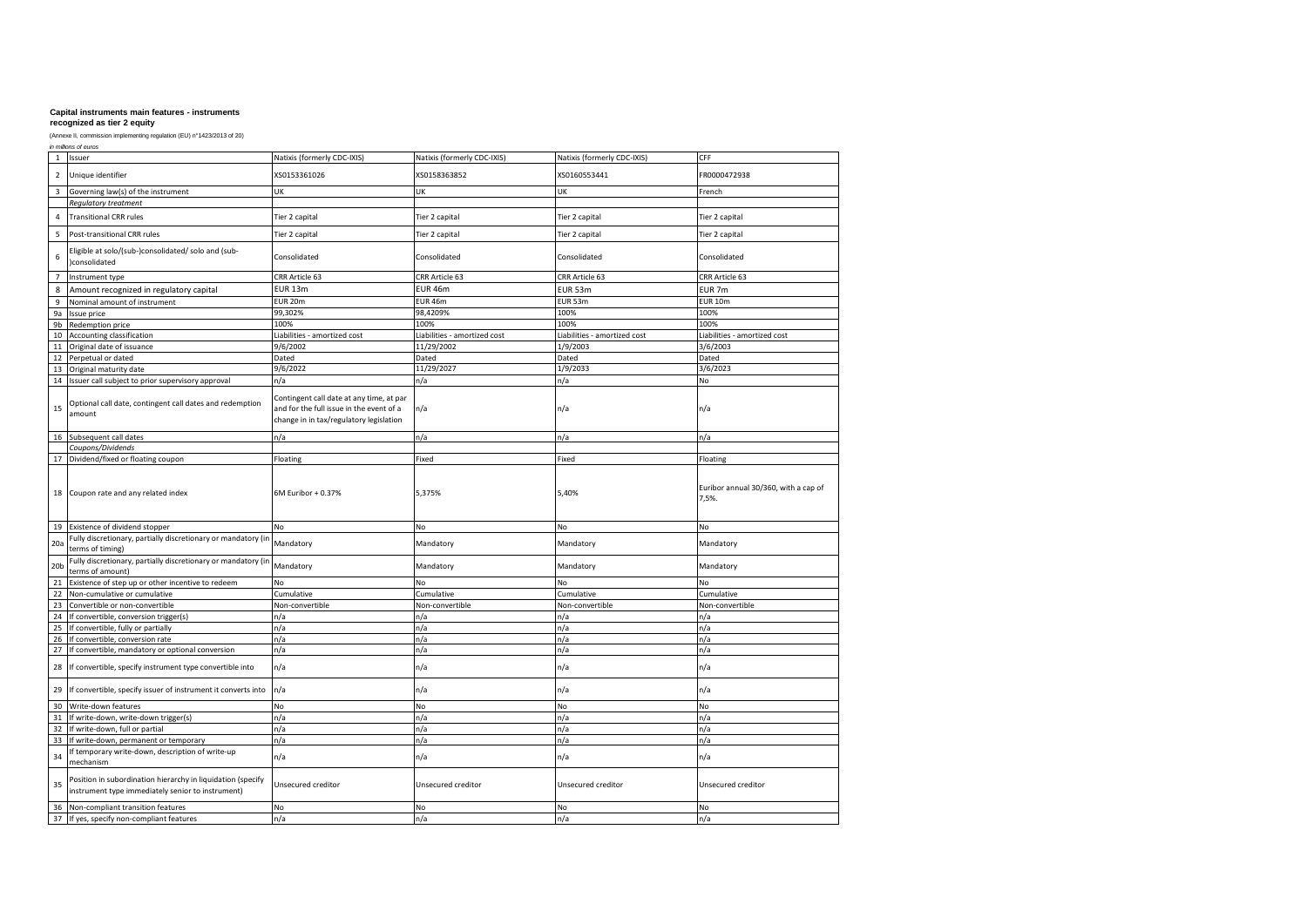**Capital instruments main features - instruments recognized as tier 2 equity**

(Annexe II, commission implementing regulation (EU) n°1423/2013 of 20)

*in millions of euros*

| | | | | | |
|---|---|---|---|---|---|
| 1 | Issuer | Natixis (formerly CDC-IXIS) | Natixis (formerly CDC-IXIS) | Natixis (formerly CDC-IXIS) | CFF |
| 2 | Unique identifier | XS0153361026 | XS0158363852 | XS0160553441 | FR0000472938 |
| 3 | Governing law(s) of the instrument | UK | UK | UK | French |
| | *Regulatory treatment* | | | | |
| 4 | Transitional CRR rules | Tier 2 capital | Tier 2 capital | Tier 2 capital | Tier 2 capital |
| 5 | Post-transitional CRR rules | Tier 2 capital | Tier 2 capital | Tier 2 capital | Tier 2 capital |
| 6 | Eligible at solo/(sub-)consolidated/ solo and (sub-)consolidated | Consolidated | Consolidated | Consolidated | Consolidated |
| 7 | Instrument type | CRR Article 63 | CRR Article 63 | CRR Article 63 | CRR Article 63 |
| 8 | Amount recognized in regulatory capital | EUR 13m | EUR 46m | EUR 53m | EUR 7m |
| 9 | Nominal amount of instrument | EUR 20m | EUR 46m | EUR 53m | EUR 10m |
| 9a | Issue price | 99,302% | 98,4209% | 100% | 100% |
| 9b | Redemption price | 100% | 100% | 100% | 100% |
| 10 | Accounting classification | Liabilities - amortized cost | Liabilities - amortized cost | Liabilities - amortized cost | Liabilities - amortized cost |
| 11 | Original date of issuance | 9/6/2002 | 11/29/2002 | 1/9/2003 | 3/6/2003 |
| 12 | Perpetual or dated | Dated | Dated | Dated | Dated |
| 13 | Original maturity date | 9/6/2022 | 11/29/2027 | 1/9/2033 | 3/6/2023 |
| 14 | Issuer call subject to prior supervisory approval | n/a | n/a | n/a | No |
| 15 | Optional call date, contingent call dates and redemption amount | Contingent call date at any time, at par and for the full issue in the event of a change in in tax/regulatory legislation | n/a | n/a | n/a |
| 16 | Subsequent call dates | n/a | n/a | n/a | n/a |
| | *Coupons/Dividends* | | | | |
| 17 | Dividend/fixed or floating coupon | Floating | Fixed | Fixed | Floating |
| 18 | Coupon rate and any related index | 6M Euribor + 0.37% | 5,375% | 5,40% | Euribor annual 30/360, with a cap of 7,5%. |
| 19 | Existence of dividend stopper | No | No | No | No |
| 20a | Fully discretionary, partially discretionary or mandatory (in terms of timing) | Mandatory | Mandatory | Mandatory | Mandatory |
| 20b | Fully discretionary, partially discretionary or mandatory (in terms of amount) | Mandatory | Mandatory | Mandatory | Mandatory |
| 21 | Existence of step up or other incentive to redeem | No | No | No | No |
| 22 | Non-cumulative or cumulative | Cumulative | Cumulative | Cumulative | Cumulative |
| 23 | Convertible or non-convertible | Non-convertible | Non-convertible | Non-convertible | Non-convertible |
| 24 | If convertible, conversion trigger(s) | n/a | n/a | n/a | n/a |
| 25 | If convertible, fully or partially | n/a | n/a | n/a | n/a |
| 26 | If convertible, conversion rate | n/a | n/a | n/a | n/a |
| 27 | If convertible, mandatory or optional conversion | n/a | n/a | n/a | n/a |
| 28 | If convertible, specify instrument type convertible into | n/a | n/a | n/a | n/a |
| 29 | If convertible, specify issuer of instrument it converts into | n/a | n/a | n/a | n/a |
| 30 | Write-down features | No | No | No | No |
| 31 | If write-down, write-down trigger(s) | n/a | n/a | n/a | n/a |
| 32 | If write-down, full or partial | n/a | n/a | n/a | n/a |
| 33 | If write-down, permanent or temporary | n/a | n/a | n/a | n/a |
| 34 | If temporary write-down, description of write-up mechanism | n/a | n/a | n/a | n/a |
| 35 | Position in subordination hierarchy in liquidation (specify instrument type immediately senior to instrument) | Unsecured creditor | Unsecured creditor | Unsecured creditor | Unsecured creditor |
| 36 | Non-compliant transition features | No | No | No | No |
| 37 | If yes, specify non-compliant features | n/a | n/a | n/a | n/a |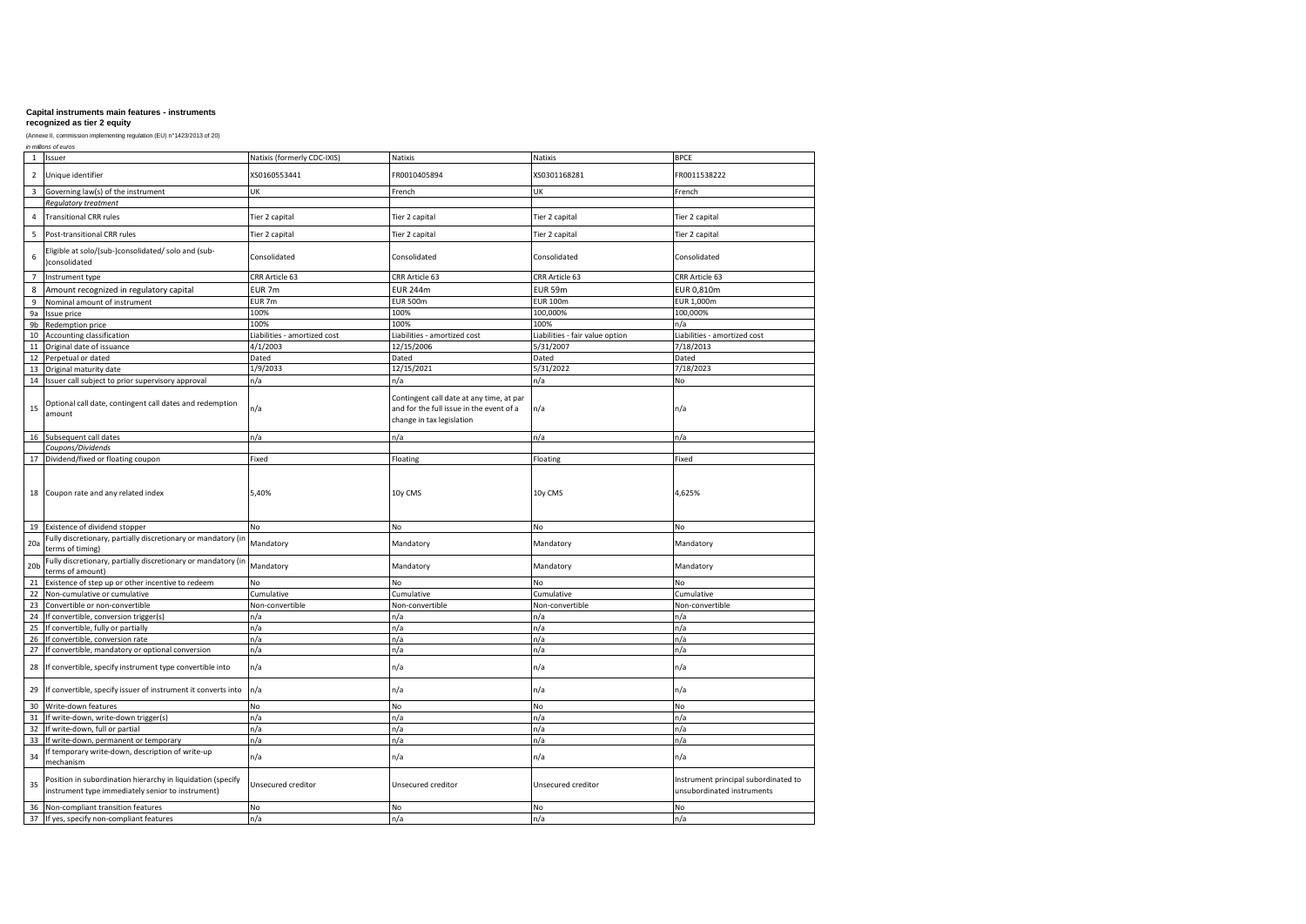**Capital instruments main features - instruments recognized as tier 2 equity**

(Annexe II, commission implementing regulation (EU) n°1423/2013 of 20)

*in millions of euros*

| | | | | | |
|---|---|---|---|---|---|
| 1 | Issuer | Natixis (formerly CDC-IXIS) | Natixis | Natixis | BPCE |
| 2 | Unique identifier | XS0160553441 | FR0010405894 | XS0301168281 | FR0011538222 |
| 3 | Governing law(s) of the instrument | UK | French | UK | French |
| | *Regulatory treatment* | | | | |
| 4 | Transitional CRR rules | Tier 2 capital | Tier 2 capital | Tier 2 capital | Tier 2 capital |
| 5 | Post-transitional CRR rules | Tier 2 capital | Tier 2 capital | Tier 2 capital | Tier 2 capital |
| 6 | Eligible at solo/(sub-)consolidated/ solo and (sub-)consolidated | Consolidated | Consolidated | Consolidated | Consolidated |
| 7 | Instrument type | CRR Article 63 | CRR Article 63 | CRR Article 63 | CRR Article 63 |
| 8 | Amount recognized in regulatory capital | EUR 7m | EUR 244m | EUR 59m | EUR 0,810m |
| 9 | Nominal amount of instrument | EUR 7m | EUR 500m | EUR 100m | EUR 1,000m |
| 9a | Issue price | 100% | 100% | 100,000% | 100,000% |
| 9b | Redemption price | 100% | 100% | 100% | n/a |
| 10 | Accounting classification | Liabilities - amortized cost | Liabilities - amortized cost | Liabilities - fair value option | Liabilities - amortized cost |
| 11 | Original date of issuance | 4/1/2003 | 12/15/2006 | 5/31/2007 | 7/18/2013 |
| 12 | Perpetual or dated | Dated | Dated | Dated | Dated |
| 13 | Original maturity date | 1/9/2033 | 12/15/2021 | 5/31/2022 | 7/18/2023 |
| 14 | Issuer call subject to prior supervisory approval | n/a | n/a | n/a | No |
| 15 | Optional call date, contingent call dates and redemption amount | n/a | Contingent call date at any time, at par and for the full issue in the event of a change in tax legislation | n/a | n/a |
| 16 | Subsequent call dates | n/a | n/a | n/a | n/a |
| | *Coupons/Dividends* | | | | |
| 17 | Dividend/fixed or floating coupon | Fixed | Floating | Floating | Fixed |
| 18 | Coupon rate and any related index | 5,40% | 10y CMS | 10y CMS | 4,625% |
| 19 | Existence of dividend stopper | No | No | No | No |
| 20a | Fully discretionary, partially discretionary or mandatory (in terms of timing) | Mandatory | Mandatory | Mandatory | Mandatory |
| 20b | Fully discretionary, partially discretionary or mandatory (in terms of amount) | Mandatory | Mandatory | Mandatory | Mandatory |
| 21 | Existence of step up or other incentive to redeem | No | No | No | No |
| 22 | Non-cumulative or cumulative | Cumulative | Cumulative | Cumulative | Cumulative |
| 23 | Convertible or non-convertible | Non-convertible | Non-convertible | Non-convertible | Non-convertible |
| 24 | If convertible, conversion trigger(s) | n/a | n/a | n/a | n/a |
| 25 | If convertible, fully or partially | n/a | n/a | n/a | n/a |
| 26 | If convertible, conversion rate | n/a | n/a | n/a | n/a |
| 27 | If convertible, mandatory or optional conversion | n/a | n/a | n/a | n/a |
| 28 | If convertible, specify instrument type convertible into | n/a | n/a | n/a | n/a |
| 29 | If convertible, specify issuer of instrument it converts into | n/a | n/a | n/a | n/a |
| 30 | Write-down features | No | No | No | No |
| 31 | If write-down, write-down trigger(s) | n/a | n/a | n/a | n/a |
| 32 | If write-down, full or partial | n/a | n/a | n/a | n/a |
| 33 | If write-down, permanent or temporary | n/a | n/a | n/a | n/a |
| 34 | If temporary write-down, description of write-up mechanism | n/a | n/a | n/a | n/a |
| 35 | Position in subordination hierarchy in liquidation (specify instrument type immediately senior to instrument) | Unsecured creditor | Unsecured creditor | Unsecured creditor | Instrument principal subordinated to unsubordinated instruments |
| 36 | Non-compliant transition features | No | No | No | No |
| 37 | If yes, specify non-compliant features | n/a | n/a | n/a | n/a |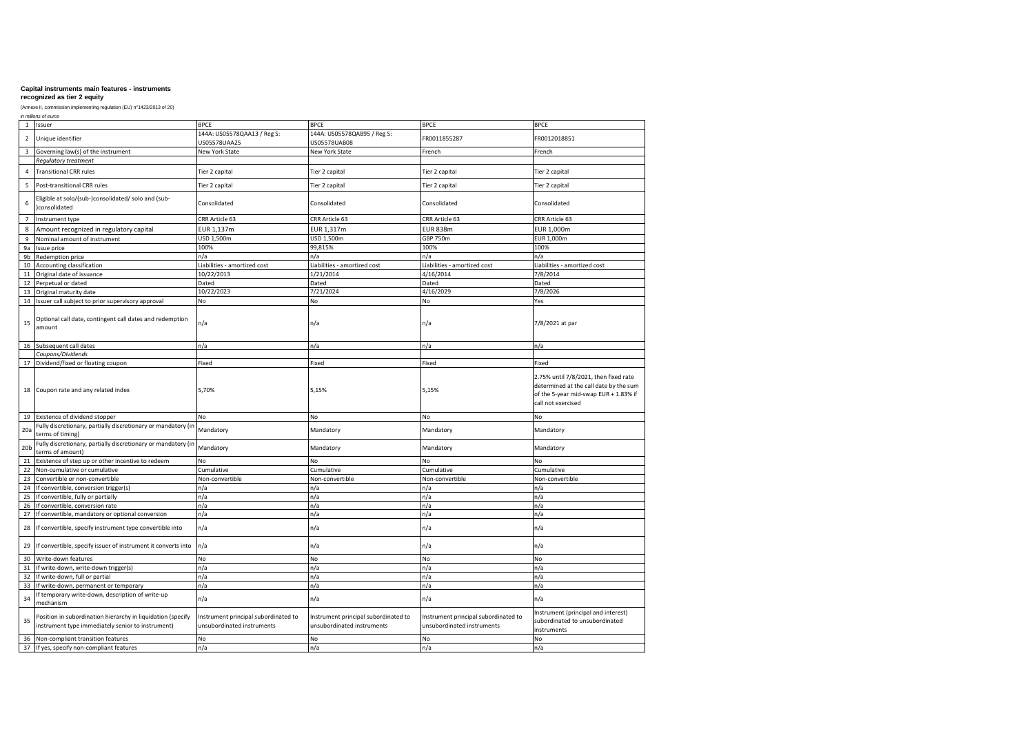**Capital instruments main features - instruments recognized as tier 2 equity**

(Annexe II, commission implementing regulation (EU) n°1423/2013 of 20)

*in millions of euros*

| | | | | | |
|---|---|---|---|---|---|
| 1 | Issuer | BPCE | BPCE | BPCE | BPCE |
| 2 | Unique identifier | 144A: US05578QAA13 / Reg S: US05578UAA25 | 144A: US05578QAB95 / Reg S: US05578UAB08 | FR0011855287 | FR0012018851 |
| 3 | Governing law(s) of the instrument | New York State | New York State | French | French |
| | *Regulatory treatment* | | | | |
| 4 | Transitional CRR rules | Tier 2 capital | Tier 2 capital | Tier 2 capital | Tier 2 capital |
| 5 | Post-transitional CRR rules | Tier 2 capital | Tier 2 capital | Tier 2 capital | Tier 2 capital |
| 6 | Eligible at solo/(sub-)consolidated/ solo and (sub-)consolidated | Consolidated | Consolidated | Consolidated | Consolidated |
| 7 | Instrument type | CRR Article 63 | CRR Article 63 | CRR Article 63 | CRR Article 63 |
| 8 | Amount recognized in regulatory capital | EUR 1,137m | EUR 1,317m | EUR 838m | EUR 1,000m |
| 9 | Nominal amount of instrument | USD 1,500m | USD 1,500m | GBP 750m | EUR 1,000m |
| 9a | Issue price | 100% | 99,815% | 100% | 100% |
| 9b | Redemption price | n/a | n/a | n/a | n/a |
| 10 | Accounting classification | Liabilities - amortized cost | Liabilities - amortized cost | Liabilities - amortized cost | Liabilities - amortized cost |
| 11 | Original date of issuance | 10/22/2013 | 1/21/2014 | 4/16/2014 | 7/8/2014 |
| 12 | Perpetual or dated | Dated | Dated | Dated | Dated |
| 13 | Original maturity date | 10/22/2023 | 7/21/2024 | 4/16/2029 | 7/8/2026 |
| 14 | Issuer call subject to prior supervisory approval | No | No | No | Yes |
| 15 | Optional call date, contingent call dates and redemption amount | n/a | n/a | n/a | 7/8/2021 at par |
| 16 | Subsequent call dates | n/a | n/a | n/a | n/a |
| | *Coupons/Dividends* | | | | |
| 17 | Dividend/fixed or floating coupon | Fixed | Fixed | Fixed | Fixed |
| 18 | Coupon rate and any related index | 5,70% | 5,15% | 5,15% | 2.75% until 7/8/2021, then fixed rate determined at the call date by the sum of the 5-year mid-swap EUR + 1.83% if call not exercised |
| 19 | Existence of dividend stopper | No | No | No | No |
| 20a | Fully discretionary, partially discretionary or mandatory (in terms of timing) | Mandatory | Mandatory | Mandatory | Mandatory |
| 20b | Fully discretionary, partially discretionary or mandatory (in terms of amount) | Mandatory | Mandatory | Mandatory | Mandatory |
| 21 | Existence of step up or other incentive to redeem | No | No | No | No |
| 22 | Non-cumulative or cumulative | Cumulative | Cumulative | Cumulative | Cumulative |
| 23 | Convertible or non-convertible | Non-convertible | Non-convertible | Non-convertible | Non-convertible |
| 24 | If convertible, conversion trigger(s) | n/a | n/a | n/a | n/a |
| 25 | If convertible, fully or partially | n/a | n/a | n/a | n/a |
| 26 | If convertible, conversion rate | n/a | n/a | n/a | n/a |
| 27 | If convertible, mandatory or optional conversion | n/a | n/a | n/a | n/a |
| 28 | If convertible, specify instrument type convertible into | n/a | n/a | n/a | n/a |
| 29 | If convertible, specify issuer of instrument it converts into | n/a | n/a | n/a | n/a |
| 30 | Write-down features | No | No | No | No |
| 31 | If write-down, write-down trigger(s) | n/a | n/a | n/a | n/a |
| 32 | If write-down, full or partial | n/a | n/a | n/a | n/a |
| 33 | If write-down, permanent or temporary | n/a | n/a | n/a | n/a |
| 34 | If temporary write-down, description of write-up mechanism | n/a | n/a | n/a | n/a |
| 35 | Position in subordination hierarchy in liquidation (specify instrument type immediately senior to instrument) | Instrument principal subordinated to unsubordinated instruments | Instrument principal subordinated to unsubordinated instruments | Instrument principal subordinated to unsubordinated instruments | Instrument (principal and interest) subordinated to unsubordinated instruments |
| 36 | Non-compliant transition features | No | No | No | No |
| 37 | If yes, specify non-compliant features | n/a | n/a | n/a | n/a |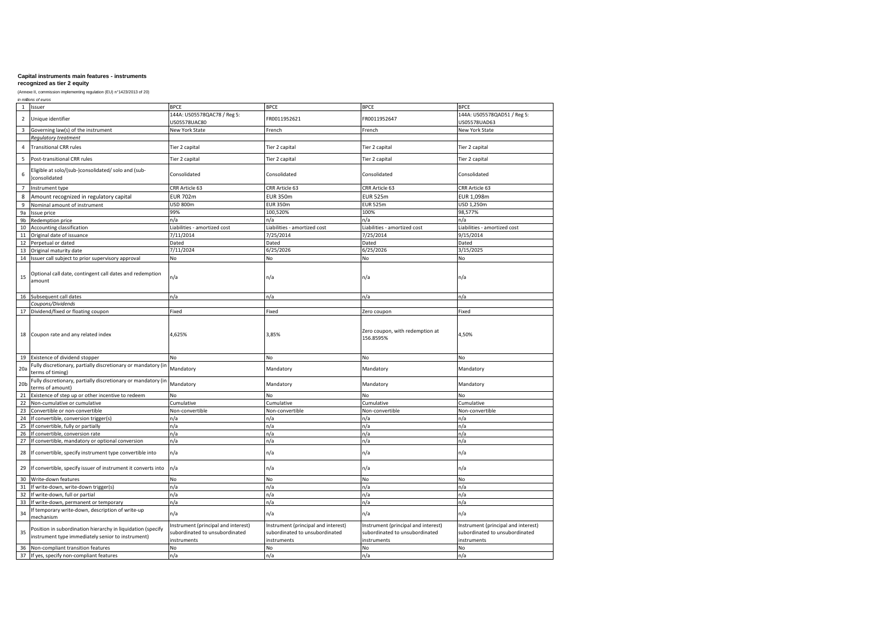**Capital instruments main features - instruments recognized as tier 2 equity**

(Annexe II, commission implementing regulation (EU) n°1423/2013 of 20)

*in millions of euros*

| | | | | | |
|---|---|---|---|---|---|
| 1 | Issuer | BPCE | BPCE | BPCE | BPCE |
| 2 | Unique identifier | 144A: US05578QAC78 / Reg S: US05578UAC80 | FR0011952621 | FR0011952647 | 144A: US05578QAD51 / Reg S: US05578UAD63 |
| 3 | Governing law(s) of the instrument | New York State | French | French | New York State |
| | *Regulatory treatment* | | | | |
| 4 | Transitional CRR rules | Tier 2 capital | Tier 2 capital | Tier 2 capital | Tier 2 capital |
| 5 | Post-transitional CRR rules | Tier 2 capital | Tier 2 capital | Tier 2 capital | Tier 2 capital |
| 6 | Eligible at solo/(sub-)consolidated/ solo and (sub-)consolidated | Consolidated | Consolidated | Consolidated | Consolidated |
| 7 | Instrument type | CRR Article 63 | CRR Article 63 | CRR Article 63 | CRR Article 63 |
| 8 | Amount recognized in regulatory capital | EUR 702m | EUR 350m | EUR 525m | EUR 1,098m |
| 9 | Nominal amount of instrument | USD 800m | EUR 350m | EUR 525m | USD 1,250m |
| 9a | Issue price | 99% | 100,520% | 100% | 98,577% |
| 9b | Redemption price | n/a | n/a | n/a | n/a |
| 10 | Accounting classification | Liabilities - amortized cost | Liabilities - amortized cost | Liabilities - amortized cost | Liabilities - amortized cost |
| 11 | Original date of issuance | 7/11/2014 | 7/25/2014 | 7/25/2014 | 9/15/2014 |
| 12 | Perpetual or dated | Dated | Dated | Dated | Dated |
| 13 | Original maturity date | 7/11/2024 | 6/25/2026 | 6/25/2026 | 3/15/2025 |
| 14 | Issuer call subject to prior supervisory approval | No | No | No | No |
| 15 | Optional call date, contingent call dates and redemption amount | n/a | n/a | n/a | n/a |
| 16 | Subsequent call dates | n/a | n/a | n/a | n/a |
| | *Coupons/Dividends* | | | | |
| 17 | Dividend/fixed or floating coupon | Fixed | Fixed | Zero coupon | Fixed |
| 18 | Coupon rate and any related index | 4,625% | 3,85% | Zero coupon, with redemption at 156.8595% | 4,50% |
| 19 | Existence of dividend stopper | No | No | No | No |
| 20a | Fully discretionary, partially discretionary or mandatory (in terms of timing) | Mandatory | Mandatory | Mandatory | Mandatory |
| 20b | Fully discretionary, partially discretionary or mandatory (in terms of amount) | Mandatory | Mandatory | Mandatory | Mandatory |
| 21 | Existence of step up or other incentive to redeem | No | No | No | No |
| 22 | Non-cumulative or cumulative | Cumulative | Cumulative | Cumulative | Cumulative |
| 23 | Convertible or non-convertible | Non-convertible | Non-convertible | Non-convertible | Non-convertible |
| 24 | If convertible, conversion trigger(s) | n/a | n/a | n/a | n/a |
| 25 | If convertible, fully or partially | n/a | n/a | n/a | n/a |
| 26 | If convertible, conversion rate | n/a | n/a | n/a | n/a |
| 27 | If convertible, mandatory or optional conversion | n/a | n/a | n/a | n/a |
| 28 | If convertible, specify instrument type convertible into | n/a | n/a | n/a | n/a |
| 29 | If convertible, specify issuer of instrument it converts into | n/a | n/a | n/a | n/a |
| 30 | Write-down features | No | No | No | No |
| 31 | If write-down, write-down trigger(s) | n/a | n/a | n/a | n/a |
| 32 | If write-down, full or partial | n/a | n/a | n/a | n/a |
| 33 | If write-down, permanent or temporary | n/a | n/a | n/a | n/a |
| 34 | If temporary write-down, description of write-up mechanism | n/a | n/a | n/a | n/a |
| 35 | Position in subordination hierarchy in liquidation (specify instrument type immediately senior to instrument) | Instrument (principal and interest) subordinated to unsubordinated instruments | Instrument (principal and interest) subordinated to unsubordinated instruments | Instrument (principal and interest) subordinated to unsubordinated instruments | Instrument (principal and interest) subordinated to unsubordinated instruments |
| 36 | Non-compliant transition features | No | No | No | No |
| 37 | If yes, specify non-compliant features | n/a | n/a | n/a | n/a |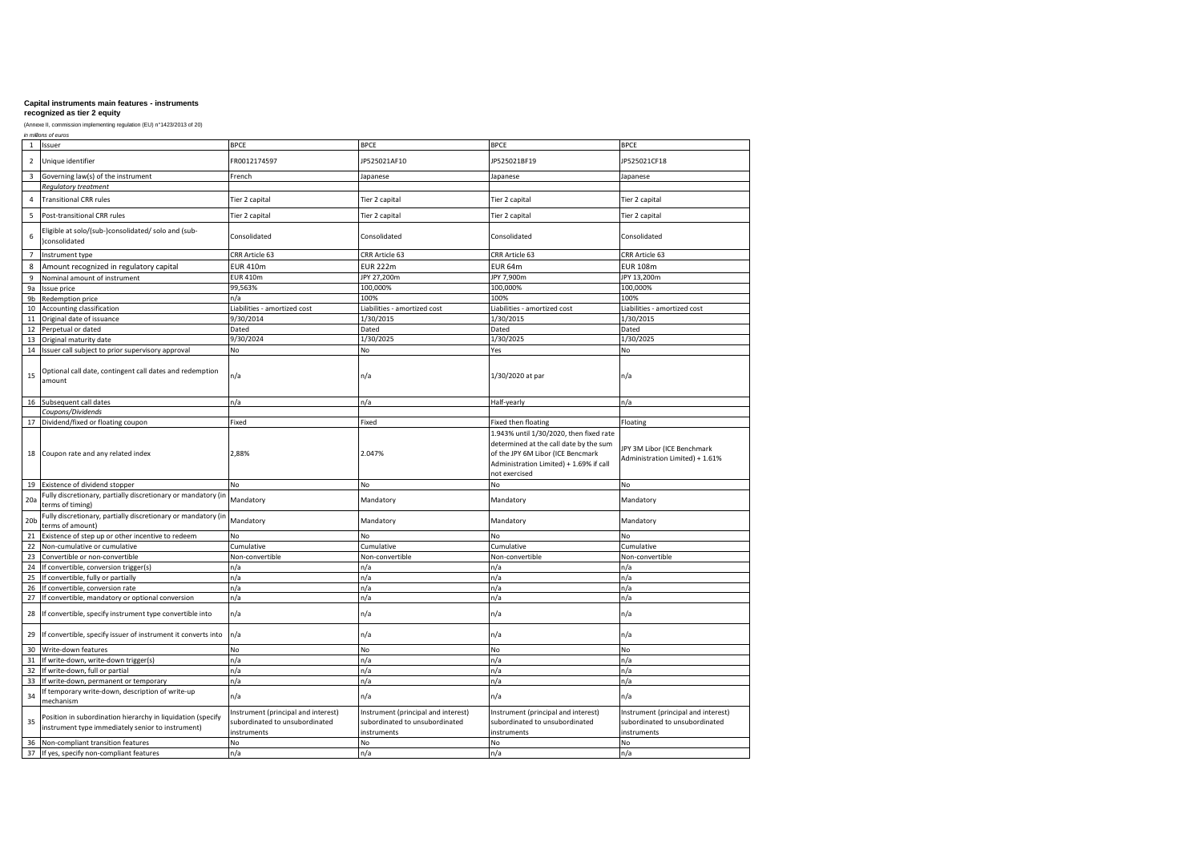**Capital instruments main features - instruments recognized as tier 2 equity**

(Annexe II, commission implementing regulation (EU) n°1423/2013 of 20)

*in millions of euros*

| | | | | | |
|---|---|---|---|---|---|
| 1 | Issuer | BPCE | BPCE | BPCE | BPCE |
| 2 | Unique identifier | FR0012174597 | JP525021AF10 | JP525021BF19 | JP525021CF18 |
| 3 | Governing law(s) of the instrument | French | Japanese | Japanese | Japanese |
| | *Regulatory treatment* | | | | |
| 4 | Transitional CRR rules | Tier 2 capital | Tier 2 capital | Tier 2 capital | Tier 2 capital |
| 5 | Post-transitional CRR rules | Tier 2 capital | Tier 2 capital | Tier 2 capital | Tier 2 capital |
| 6 | Eligible at solo/(sub-)consolidated/ solo and (sub-)consolidated | Consolidated | Consolidated | Consolidated | Consolidated |
| 7 | Instrument type | CRR Article 63 | CRR Article 63 | CRR Article 63 | CRR Article 63 |
| 8 | Amount recognized in regulatory capital | EUR 410m | EUR 222m | EUR 64m | EUR 108m |
| 9 | Nominal amount of instrument | EUR 410m | JPY 27,200m | JPY 7,900m | JPY 13,200m |
| 9a | Issue price | 99,563% | 100,000% | 100,000% | 100,000% |
| 9b | Redemption price | n/a | 100% | 100% | 100% |
| 10 | Accounting classification | Liabilities - amortized cost | Liabilities - amortized cost | Liabilities - amortized cost | Liabilities - amortized cost |
| 11 | Original date of issuance | 9/30/2014 | 1/30/2015 | 1/30/2015 | 1/30/2015 |
| 12 | Perpetual or dated | Dated | Dated | Dated | Dated |
| 13 | Original maturity date | 9/30/2024 | 1/30/2025 | 1/30/2025 | 1/30/2025 |
| 14 | Issuer call subject to prior supervisory approval | No | No | Yes | No |
| 15 | Optional call date, contingent call dates and redemption amount | n/a | n/a | 1/30/2020 at par | n/a |
| 16 | Subsequent call dates | n/a | n/a | Half-yearly | n/a |
| | *Coupons/Dividends* | | | | |
| 17 | Dividend/fixed or floating coupon | Fixed | Fixed | Fixed then floating | Floating |
| 18 | Coupon rate and any related index | 2,88% | 2.047% | 1.943% until 1/30/2020, then fixed rate determined at the call date by the sum of the JPY 6M Libor (ICE Bencmark Administration Limited) + 1.69% if call not exercised | JPY 3M Libor (ICE Benchmark Administration Limited) + 1.61% |
| 19 | Existence of dividend stopper | No | No | No | No |
| 20a | Fully discretionary, partially discretionary or mandatory (in terms of timing) | Mandatory | Mandatory | Mandatory | Mandatory |
| 20b | Fully discretionary, partially discretionary or mandatory (in terms of amount) | Mandatory | Mandatory | Mandatory | Mandatory |
| 21 | Existence of step up or other incentive to redeem | No | No | No | No |
| 22 | Non-cumulative or cumulative | Cumulative | Cumulative | Cumulative | Cumulative |
| 23 | Convertible or non-convertible | Non-convertible | Non-convertible | Non-convertible | Non-convertible |
| 24 | If convertible, conversion trigger(s) | n/a | n/a | n/a | n/a |
| 25 | If convertible, fully or partially | n/a | n/a | n/a | n/a |
| 26 | If convertible, conversion rate | n/a | n/a | n/a | n/a |
| 27 | If convertible, mandatory or optional conversion | n/a | n/a | n/a | n/a |
| 28 | If convertible, specify instrument type convertible into | n/a | n/a | n/a | n/a |
| 29 | If convertible, specify issuer of instrument it converts into | n/a | n/a | n/a | n/a |
| 30 | Write-down features | No | No | No | No |
| 31 | If write-down, write-down trigger(s) | n/a | n/a | n/a | n/a |
| 32 | If write-down, full or partial | n/a | n/a | n/a | n/a |
| 33 | If write-down, permanent or temporary | n/a | n/a | n/a | n/a |
| 34 | If temporary write-down, description of write-up mechanism | n/a | n/a | n/a | n/a |
| 35 | Position in subordination hierarchy in liquidation (specify instrument type immediately senior to instrument) | Instrument (principal and interest) subordinated to unsubordinated instruments | Instrument (principal and interest) subordinated to unsubordinated instruments | Instrument (principal and interest) subordinated to unsubordinated instruments | Instrument (principal and interest) subordinated to unsubordinated instruments |
| 36 | Non-compliant transition features | No | No | No | No |
| 37 | If yes, specify non-compliant features | n/a | n/a | n/a | n/a |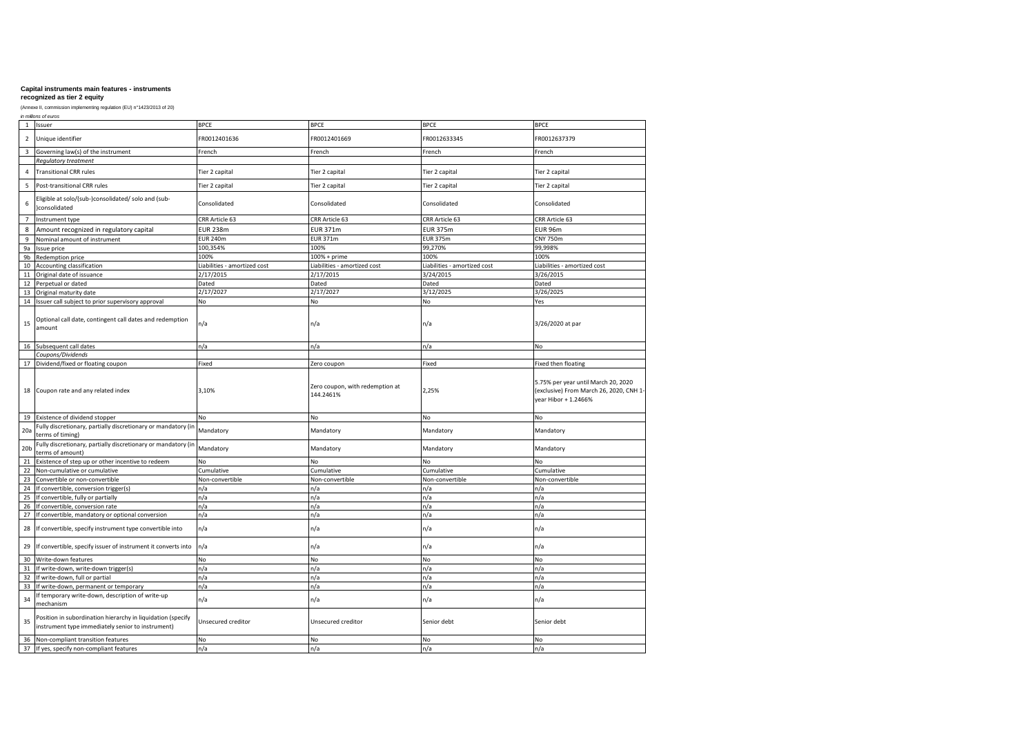**Capital instruments main features - instruments recognized as tier 2 equity**

(Annexe II, commission implementing regulation (EU) n°1423/2013 of 20)

*in millions of euros*

| | | | | | |
|---|---|---|---|---|---|
| 1 | Issuer | BPCE | BPCE | BPCE | BPCE |
| 2 | Unique identifier | FR0012401636 | FR0012401669 | FR0012633345 | FR0012637379 |
| 3 | Governing law(s) of the instrument | French | French | French | French |
| | *Regulatory treatment* | | | | |
| 4 | Transitional CRR rules | Tier 2 capital | Tier 2 capital | Tier 2 capital | Tier 2 capital |
| 5 | Post-transitional CRR rules | Tier 2 capital | Tier 2 capital | Tier 2 capital | Tier 2 capital |
| 6 | Eligible at solo/(sub-)consolidated/ solo and (sub-)consolidated | Consolidated | Consolidated | Consolidated | Consolidated |
| 7 | Instrument type | CRR Article 63 | CRR Article 63 | CRR Article 63 | CRR Article 63 |
| 8 | Amount recognized in regulatory capital | EUR 238m | EUR 371m | EUR 375m | EUR 96m |
| 9 | Nominal amount of instrument | EUR 240m | EUR 371m | EUR 375m | CNY 750m |
| 9a | Issue price | 100,354% | 100% | 99,270% | 99,998% |
| 9b | Redemption price | 100% | 100% + prime | 100% | 100% |
| 10 | Accounting classification | Liabilities - amortized cost | Liabilities - amortized cost | Liabilities - amortized cost | Liabilities - amortized cost |
| 11 | Original date of issuance | 2/17/2015 | 2/17/2015 | 3/24/2015 | 3/26/2015 |
| 12 | Perpetual or dated | Dated | Dated | Dated | Dated |
| 13 | Original maturity date | 2/17/2027 | 2/17/2027 | 3/12/2025 | 3/26/2025 |
| 14 | Issuer call subject to prior supervisory approval | No | No | No | Yes |
| 15 | Optional call date, contingent call dates and redemption amount | n/a | n/a | n/a | 3/26/2020 at par |
| 16 | Subsequent call dates | n/a | n/a | n/a | No |
| | *Coupons/Dividends* | | | | |
| 17 | Dividend/fixed or floating coupon | Fixed | Zero coupon | Fixed | Fixed then floating |
| 18 | Coupon rate and any related index | 3,10% | Zero coupon, with redemption at 144.2461% | 2,25% | 5.75% per year until March 20, 2020 (exclusive) From March 26, 2020, CNH 1-year Hibor + 1.2466% |
| 19 | Existence of dividend stopper | No | No | No | No |
| 20a | Fully discretionary, partially discretionary or mandatory (in terms of timing) | Mandatory | Mandatory | Mandatory | Mandatory |
| 20b | Fully discretionary, partially discretionary or mandatory (in terms of amount) | Mandatory | Mandatory | Mandatory | Mandatory |
| 21 | Existence of step up or other incentive to redeem | No | No | No | No |
| 22 | Non-cumulative or cumulative | Cumulative | Cumulative | Cumulative | Cumulative |
| 23 | Convertible or non-convertible | Non-convertible | Non-convertible | Non-convertible | Non-convertible |
| 24 | If convertible, conversion trigger(s) | n/a | n/a | n/a | n/a |
| 25 | If convertible, fully or partially | n/a | n/a | n/a | n/a |
| 26 | If convertible, conversion rate | n/a | n/a | n/a | n/a |
| 27 | If convertible, mandatory or optional conversion | n/a | n/a | n/a | n/a |
| 28 | If convertible, specify instrument type convertible into | n/a | n/a | n/a | n/a |
| 29 | If convertible, specify issuer of instrument it converts into | n/a | n/a | n/a | n/a |
| 30 | Write-down features | No | No | No | No |
| 31 | If write-down, write-down trigger(s) | n/a | n/a | n/a | n/a |
| 32 | If write-down, full or partial | n/a | n/a | n/a | n/a |
| 33 | If write-down, permanent or temporary | n/a | n/a | n/a | n/a |
| 34 | If temporary write-down, description of write-up mechanism | n/a | n/a | n/a | n/a |
| 35 | Position in subordination hierarchy in liquidation (specify instrument type immediately senior to instrument) | Unsecured creditor | Unsecured creditor | Senior debt | Senior debt |
| 36 | Non-compliant transition features | No | No | No | No |
| 37 | If yes, specify non-compliant features | n/a | n/a | n/a | n/a |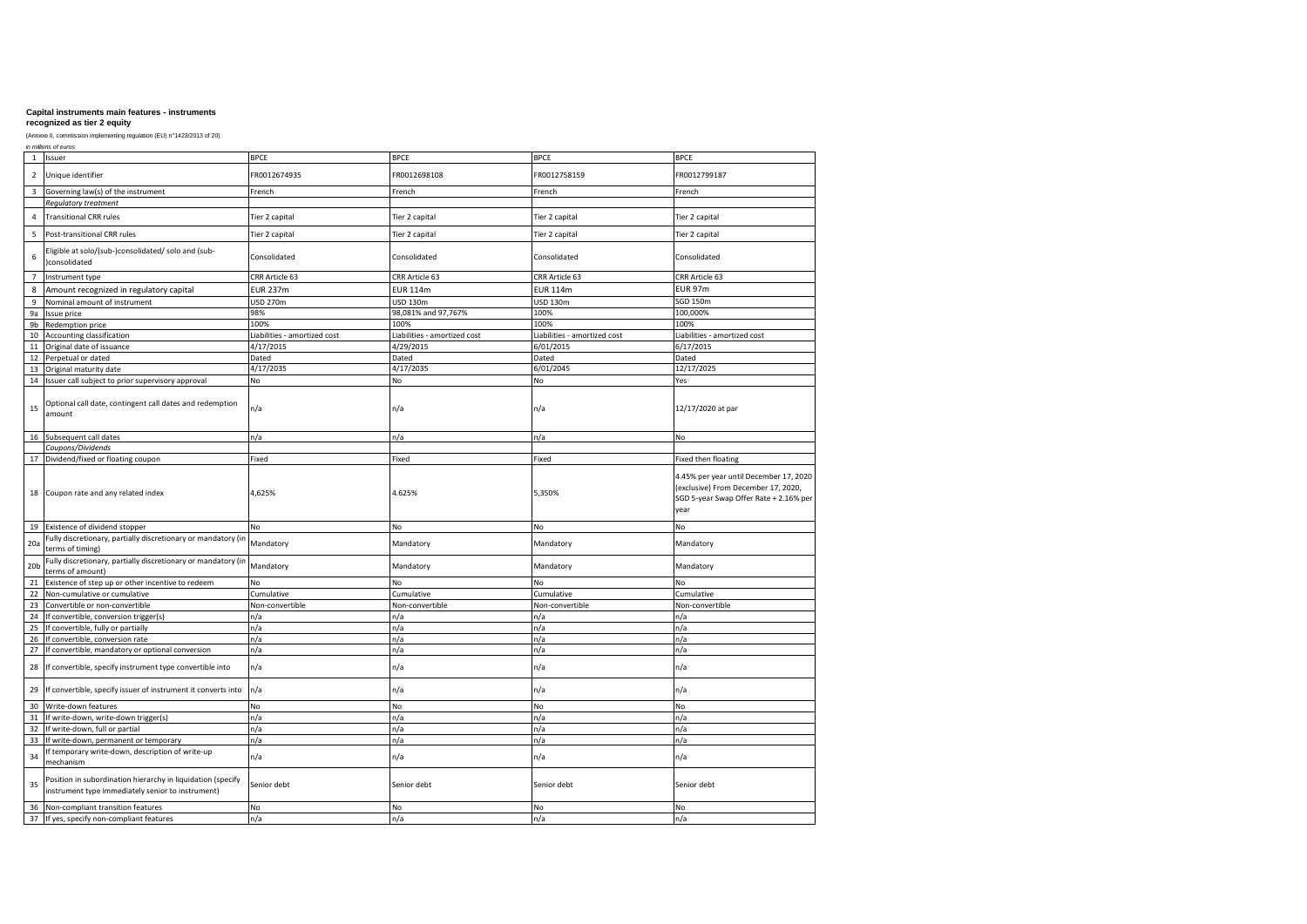**Capital instruments main features - instruments recognized as tier 2 equity**

(Annexe II, commission implementing regulation (EU) n°1423/2013 of 20)

*in millions of euros*

| | | | | | |
|---|---|---|---|---|---|
| 1 | Issuer | BPCE | BPCE | BPCE | BPCE |
| 2 | Unique identifier | FR0012674935 | FR0012698108 | FR0012758159 | FR0012799187 |
| 3 | Governing law(s) of the instrument | French | French | French | French |
| | *Regulatory treatment* | | | | |
| 4 | Transitional CRR rules | Tier 2 capital | Tier 2 capital | Tier 2 capital | Tier 2 capital |
| 5 | Post-transitional CRR rules | Tier 2 capital | Tier 2 capital | Tier 2 capital | Tier 2 capital |
| 6 | Eligible at solo/(sub-)consolidated/ solo and (sub-)consolidated | Consolidated | Consolidated | Consolidated | Consolidated |
| 7 | Instrument type | CRR Article 63 | CRR Article 63 | CRR Article 63 | CRR Article 63 |
| 8 | Amount recognized in regulatory capital | EUR 237m | EUR 114m | EUR 114m | EUR 97m |
| 9 | Nominal amount of instrument | USD 270m | USD 130m | USD 130m | SGD 150m |
| 9a | Issue price | 98% | 98,081% and 97,767% | 100% | 100,000% |
| 9b | Redemption price | 100% | 100% | 100% | 100% |
| 10 | Accounting classification | Liabilities - amortized cost | Liabilities - amortized cost | Liabilities - amortized cost | Liabilities - amortized cost |
| 11 | Original date of issuance | 4/17/2015 | 4/29/2015 | 6/01/2015 | 6/17/2015 |
| 12 | Perpetual or dated | Dated | Dated | Dated | Dated |
| 13 | Original maturity date | 4/17/2035 | 4/17/2035 | 6/01/2045 | 12/17/2025 |
| 14 | Issuer call subject to prior supervisory approval | No | No | No | Yes |
| 15 | Optional call date, contingent call dates and redemption amount | n/a | n/a | n/a | 12/17/2020 at par |
| 16 | Subsequent call dates | n/a | n/a | n/a | No |
| | *Coupons/Dividends* | | | | |
| 17 | Dividend/fixed or floating coupon | Fixed | Fixed | Fixed | Fixed then floating |
| 18 | Coupon rate and any related index | 4,625% | 4.625% | 5,350% | 4.45% per year until December 17, 2020 (exclusive) From December 17, 2020, SGD 5-year Swap Offer Rate + 2.16% per year |
| 19 | Existence of dividend stopper | No | No | No | No |
| 20a | Fully discretionary, partially discretionary or mandatory (in terms of timing) | Mandatory | Mandatory | Mandatory | Mandatory |
| 20b | Fully discretionary, partially discretionary or mandatory (in terms of amount) | Mandatory | Mandatory | Mandatory | Mandatory |
| 21 | Existence of step up or other incentive to redeem | No | No | No | No |
| 22 | Non-cumulative or cumulative | Cumulative | Cumulative | Cumulative | Cumulative |
| 23 | Convertible or non-convertible | Non-convertible | Non-convertible | Non-convertible | Non-convertible |
| 24 | If convertible, conversion trigger(s) | n/a | n/a | n/a | n/a |
| 25 | If convertible, fully or partially | n/a | n/a | n/a | n/a |
| 26 | If convertible, conversion rate | n/a | n/a | n/a | n/a |
| 27 | If convertible, mandatory or optional conversion | n/a | n/a | n/a | n/a |
| 28 | If convertible, specify instrument type convertible into | n/a | n/a | n/a | n/a |
| 29 | If convertible, specify issuer of instrument it converts into | n/a | n/a | n/a | n/a |
| 30 | Write-down features | No | No | No | No |
| 31 | If write-down, write-down trigger(s) | n/a | n/a | n/a | n/a |
| 32 | If write-down, full or partial | n/a | n/a | n/a | n/a |
| 33 | If write-down, permanent or temporary | n/a | n/a | n/a | n/a |
| 34 | If temporary write-down, description of write-up mechanism | n/a | n/a | n/a | n/a |
| 35 | Position in subordination hierarchy in liquidation (specify instrument type immediately senior to instrument) | Senior debt | Senior debt | Senior debt | Senior debt |
| 36 | Non-compliant transition features | No | No | No | No |
| 37 | If yes, specify non-compliant features | n/a | n/a | n/a | n/a |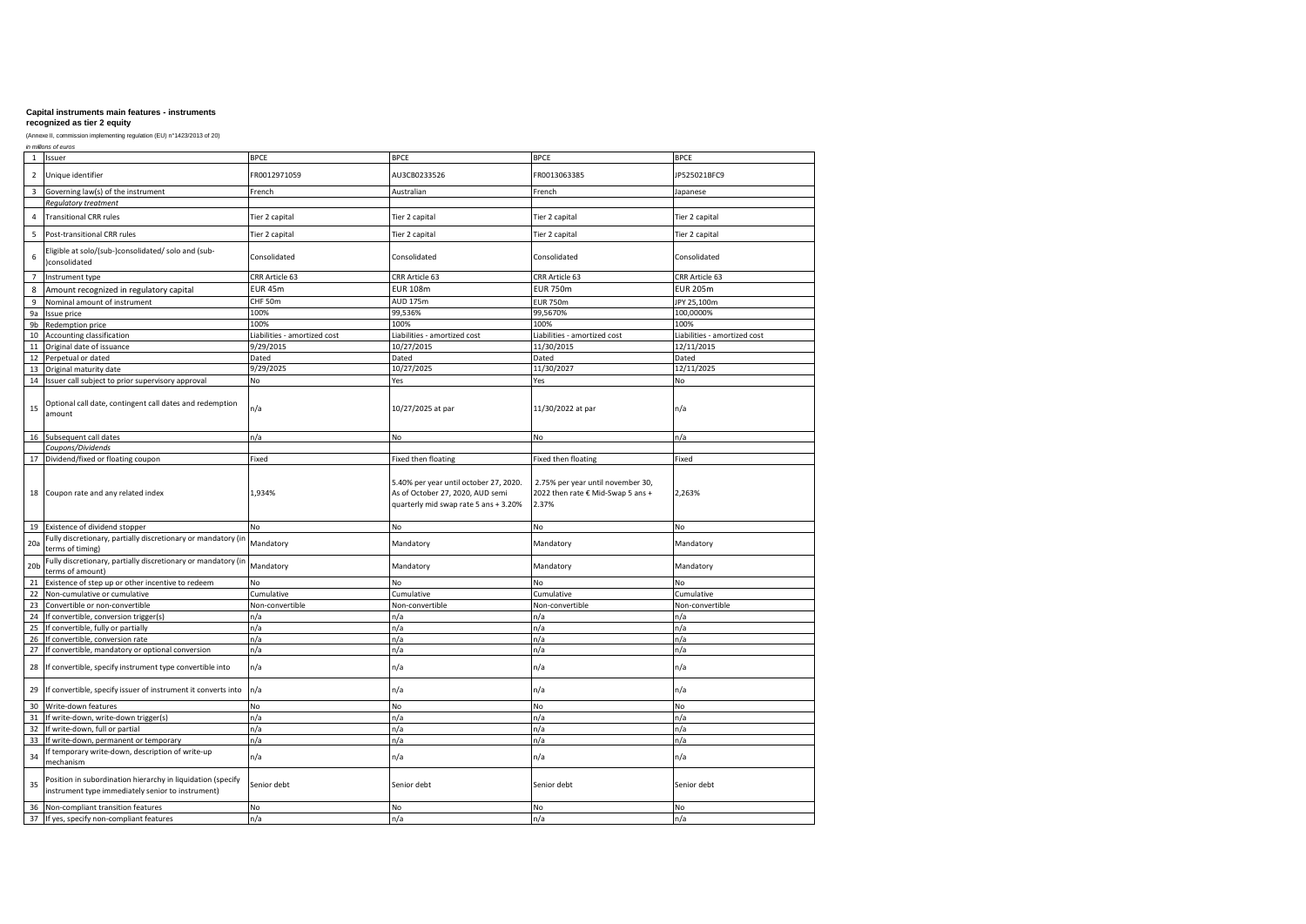**Capital instruments main features - instruments recognized as tier 2 equity**

(Annexe II, commission implementing regulation (EU) n°1423/2013 of 20)

*in millions of euros*

| | | | | | |
|---|---|---|---|---|---|
| 1 | Issuer | BPCE | BPCE | BPCE | BPCE |
| 2 | Unique identifier | FR0012971059 | AU3CB0233526 | FR0013063385 | JP525021BFC9 |
| 3 | Governing law(s) of the instrument | French | Australian | French | Japanese |
| | *Regulatory treatment* | | | | |
| 4 | Transitional CRR rules | Tier 2 capital | Tier 2 capital | Tier 2 capital | Tier 2 capital |
| 5 | Post-transitional CRR rules | Tier 2 capital | Tier 2 capital | Tier 2 capital | Tier 2 capital |
| 6 | Eligible at solo/(sub-)consolidated/ solo and (sub-)consolidated | Consolidated | Consolidated | Consolidated | Consolidated |
| 7 | Instrument type | CRR Article 63 | CRR Article 63 | CRR Article 63 | CRR Article 63 |
| 8 | Amount recognized in regulatory capital | EUR 45m | EUR 108m | EUR 750m | EUR 205m |
| 9 | Nominal amount of instrument | CHF 50m | AUD 175m | EUR 750m | JPY 25,100m |
| 9a | Issue price | 100% | 99,536% | 99,5670% | 100,0000% |
| 9b | Redemption price | 100% | 100% | 100% | 100% |
| 10 | Accounting classification | Liabilities - amortized cost | Liabilities - amortized cost | Liabilities - amortized cost | Liabilities - amortized cost |
| 11 | Original date of issuance | 9/29/2015 | 10/27/2015 | 11/30/2015 | 12/11/2015 |
| 12 | Perpetual or dated | Dated | Dated | Dated | Dated |
| 13 | Original maturity date | 9/29/2025 | 10/27/2025 | 11/30/2027 | 12/11/2025 |
| 14 | Issuer call subject to prior supervisory approval | No | Yes | Yes | No |
| 15 | Optional call date, contingent call dates and redemption amount | n/a | 10/27/2025 at par | 11/30/2022 at par | n/a |
| 16 | Subsequent call dates | n/a | No | No | n/a |
| | *Coupons/Dividends* | | | | |
| 17 | Dividend/fixed or floating coupon | Fixed | Fixed then floating | Fixed then floating | Fixed |
| 18 | Coupon rate and any related index | 1,934% | 5.40% per year until october 27, 2020. As of October 27, 2020, AUD semi quarterly mid swap rate 5 ans + 3.20% | 2.75% per year until november 30, 2022 then rate € Mid-Swap 5 ans + 2.37% | 2,263% |
| 19 | Existence of dividend stopper | No | No | No | No |
| 20a | Fully discretionary, partially discretionary or mandatory (in terms of timing) | Mandatory | Mandatory | Mandatory | Mandatory |
| 20b | Fully discretionary, partially discretionary or mandatory (in terms of amount) | Mandatory | Mandatory | Mandatory | Mandatory |
| 21 | Existence of step up or other incentive to redeem | No | No | No | No |
| 22 | Non-cumulative or cumulative | Cumulative | Cumulative | Cumulative | Cumulative |
| 23 | Convertible or non-convertible | Non-convertible | Non-convertible | Non-convertible | Non-convertible |
| 24 | If convertible, conversion trigger(s) | n/a | n/a | n/a | n/a |
| 25 | If convertible, fully or partially | n/a | n/a | n/a | n/a |
| 26 | If convertible, conversion rate | n/a | n/a | n/a | n/a |
| 27 | If convertible, mandatory or optional conversion | n/a | n/a | n/a | n/a |
| 28 | If convertible, specify instrument type convertible into | n/a | n/a | n/a | n/a |
| 29 | If convertible, specify issuer of instrument it converts into | n/a | n/a | n/a | n/a |
| 30 | Write-down features | No | No | No | No |
| 31 | If write-down, write-down trigger(s) | n/a | n/a | n/a | n/a |
| 32 | If write-down, full or partial | n/a | n/a | n/a | n/a |
| 33 | If write-down, permanent or temporary | n/a | n/a | n/a | n/a |
| 34 | If temporary write-down, description of write-up mechanism | n/a | n/a | n/a | n/a |
| 35 | Position in subordination hierarchy in liquidation (specify instrument type immediately senior to instrument) | Senior debt | Senior debt | Senior debt | Senior debt |
| 36 | Non-compliant transition features | No | No | No | No |
| 37 | If yes, specify non-compliant features | n/a | n/a | n/a | n/a |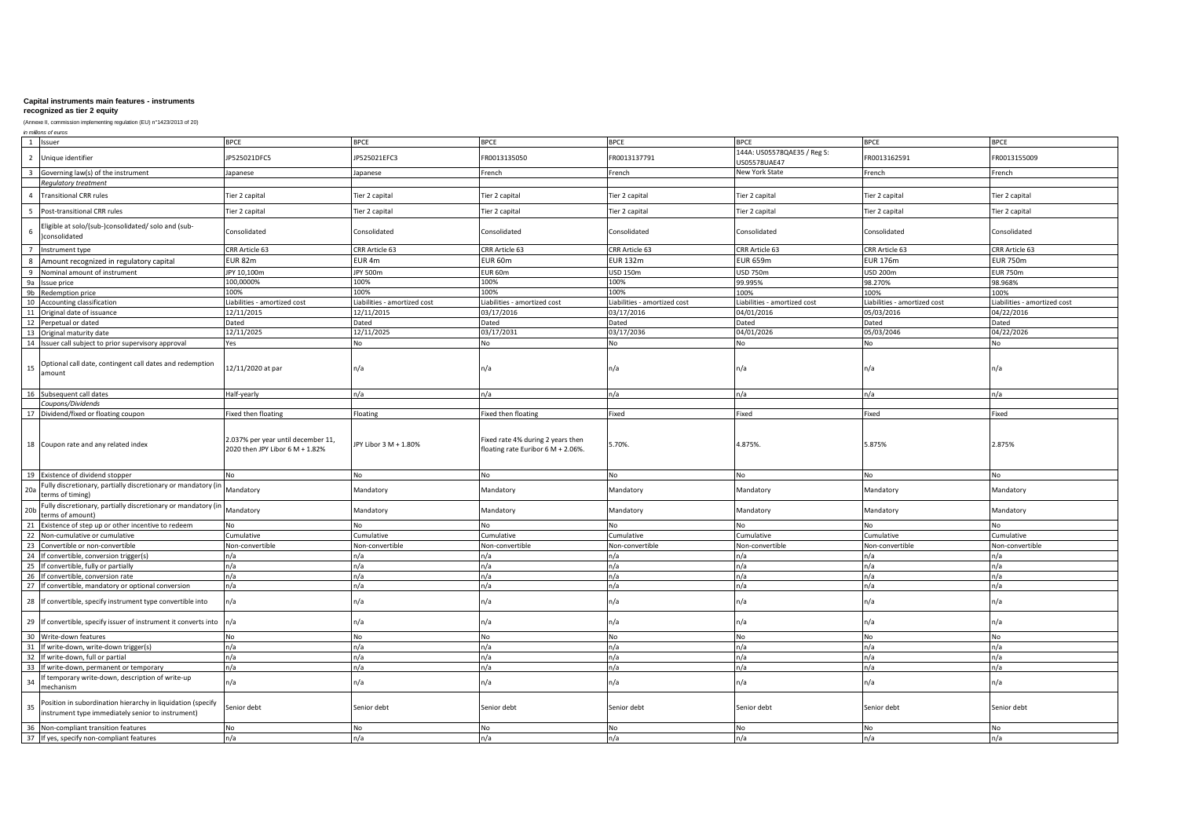**Capital instruments main features - instruments recognized as tier 2 equity**

(Annexe II, commission implementing regulation (EU) n°1423/2013 of 20)

*in millions of euros*

| # | | | | | | | | |
|---|---|---|---|---|---|---|---|---|
| 1 | Issuer | BPCE | BPCE | BPCE | BPCE | BPCE | BPCE | BPCE |
| 2 | Unique identifier | JP525021DFC5 | JP525021EFC3 | FR0013135050 | FR0013137791 | 144A: US05578QAE35 / Reg S: US05578UAE47 | FR0013162591 | FR0013155009 |
| 3 | Governing law(s) of the instrument | Japanese | Japanese | French | French | New York State | French | French |
| | *Regulatory treatment* | | | | | | | |
| 4 | Transitional CRR rules | Tier 2 capital | Tier 2 capital | Tier 2 capital | Tier 2 capital | Tier 2 capital | Tier 2 capital | Tier 2 capital |
| 5 | Post-transitional CRR rules | Tier 2 capital | Tier 2 capital | Tier 2 capital | Tier 2 capital | Tier 2 capital | Tier 2 capital | Tier 2 capital |
| 6 | Eligible at solo/(sub-)consolidated/ solo and (sub-)consolidated | Consolidated | Consolidated | Consolidated | Consolidated | Consolidated | Consolidated | Consolidated |
| 7 | Instrument type | CRR Article 63 | CRR Article 63 | CRR Article 63 | CRR Article 63 | CRR Article 63 | CRR Article 63 | CRR Article 63 |
| 8 | Amount recognized in regulatory capital | EUR 82m | EUR 4m | EUR 60m | EUR 132m | EUR 659m | EUR 176m | EUR 750m |
| 9 | Nominal amount of instrument | JPY 10,100m | JPY 500m | EUR 60m | USD 150m | USD 750m | USD 200m | EUR 750m |
| 9a | Issue price | 100,0000% | 100% | 100% | 100% | 99.995% | 98.270% | 98.968% |
| 9b | Redemption price | 100% | 100% | 100% | 100% | 100% | 100% | 100% |
| 10 | Accounting classification | Liabilities - amortized cost | Liabilities - amortized cost | Liabilities - amortized cost | Liabilities - amortized cost | Liabilities - amortized cost | Liabilities - amortized cost | Liabilities - amortized cost |
| 11 | Original date of issuance | 12/11/2015 | 12/11/2015 | 03/17/2016 | 03/17/2016 | 04/01/2016 | 05/03/2016 | 04/22/2016 |
| 12 | Perpetual or dated | Dated | Dated | Dated | Dated | Dated | Dated | Dated |
| 13 | Original maturity date | 12/11/2025 | 12/11/2025 | 03/17/2031 | 03/17/2036 | 04/01/2026 | 05/03/2046 | 04/22/2026 |
| 14 | Issuer call subject to prior supervisory approval | Yes | No | No | No | No | No | No |
| 15 | Optional call date, contingent call dates and redemption amount | 12/11/2020 at par | n/a | n/a | n/a | n/a | n/a | n/a |
| 16 | Subsequent call dates | Half-yearly | n/a | n/a | n/a | n/a | n/a | n/a |
| | *Coupons/Dividends* | | | | | | | |
| 17 | Dividend/fixed or floating coupon | Fixed then floating | Floating | Fixed then floating | Fixed | Fixed | Fixed | Fixed |
| 18 | Coupon rate and any related index | 2.037% per year until december 11, 2020 then JPY Libor 6 M + 1.82% | JPY Libor 3 M + 1.80% | Fixed rate 4% during 2 years then floating rate Euribor 6 M + 2.06%. | 5.70%. | 4.875%. | 5.875% | 2.875% |
| 19 | Existence of dividend stopper | No | No | No | No | No | No | No |
| 20a | Fully discretionary, partially discretionary or mandatory (in terms of timing) | Mandatory | Mandatory | Mandatory | Mandatory | Mandatory | Mandatory | Mandatory |
| 20b | Fully discretionary, partially discretionary or mandatory (in terms of amount) | Mandatory | Mandatory | Mandatory | Mandatory | Mandatory | Mandatory | Mandatory |
| 21 | Existence of step up or other incentive to redeem | No | No | No | No | No | No | No |
| 22 | Non-cumulative or cumulative | Cumulative | Cumulative | Cumulative | Cumulative | Cumulative | Cumulative | Cumulative |
| 23 | Convertible or non-convertible | Non-convertible | Non-convertible | Non-convertible | Non-convertible | Non-convertible | Non-convertible | Non-convertible |
| 24 | If convertible, conversion trigger(s) | n/a | n/a | n/a | n/a | n/a | n/a | n/a |
| 25 | If convertible, fully or partially | n/a | n/a | n/a | n/a | n/a | n/a | n/a |
| 26 | If convertible, conversion rate | n/a | n/a | n/a | n/a | n/a | n/a | n/a |
| 27 | If convertible, mandatory or optional conversion | n/a | n/a | n/a | n/a | n/a | n/a | n/a |
| 28 | If convertible, specify instrument type convertible into | n/a | n/a | n/a | n/a | n/a | n/a | n/a |
| 29 | If convertible, specify issuer of instrument it converts into | n/a | n/a | n/a | n/a | n/a | n/a | n/a |
| 30 | Write-down features | No | No | No | No | No | No | No |
| 31 | If write-down, write-down trigger(s) | n/a | n/a | n/a | n/a | n/a | n/a | n/a |
| 32 | If write-down, full or partial | n/a | n/a | n/a | n/a | n/a | n/a | n/a |
| 33 | If write-down, permanent or temporary | n/a | n/a | n/a | n/a | n/a | n/a | n/a |
| 34 | If temporary write-down, description of write-up mechanism | n/a | n/a | n/a | n/a | n/a | n/a | n/a |
| 35 | Position in subordination hierarchy in liquidation (specify instrument type immediately senior to instrument) | Senior debt | Senior debt | Senior debt | Senior debt | Senior debt | Senior debt | Senior debt |
| 36 | Non-compliant transition features | No | No | No | No | No | No | No |
| 37 | If yes, specify non-compliant features | n/a | n/a | n/a | n/a | n/a | n/a | n/a |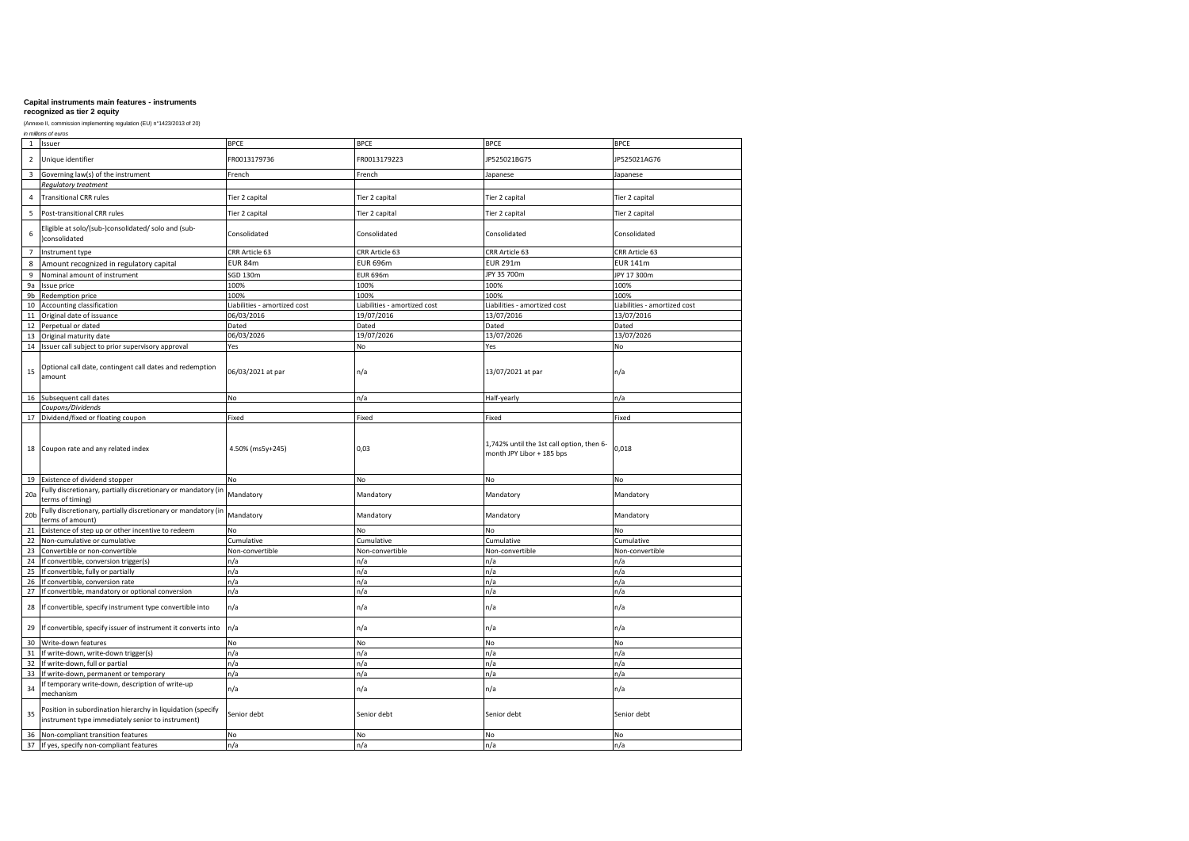**Capital instruments main features - instruments recognized as tier 2 equity**

(Annexe II, commission implementing regulation (EU) n°1423/2013 of 20)

*in millions of euros*

| | | | | | |
|---|---|---|---|---|---|
| 1 | Issuer | BPCE | BPCE | BPCE | BPCE |
| 2 | Unique identifier | FR0013179736 | FR0013179223 | JP525021BG75 | JP525021AG76 |
| 3 | Governing law(s) of the instrument | French | French | Japanese | Japanese |
| | *Regulatory treatment* | | | | |
| 4 | Transitional CRR rules | Tier 2 capital | Tier 2 capital | Tier 2 capital | Tier 2 capital |
| 5 | Post-transitional CRR rules | Tier 2 capital | Tier 2 capital | Tier 2 capital | Tier 2 capital |
| 6 | Eligible at solo/(sub-)consolidated/ solo and (sub-)consolidated | Consolidated | Consolidated | Consolidated | Consolidated |
| 7 | Instrument type | CRR Article 63 | CRR Article 63 | CRR Article 63 | CRR Article 63 |
| 8 | Amount recognized in regulatory capital | EUR 84m | EUR 696m | EUR 291m | EUR 141m |
| 9 | Nominal amount of instrument | SGD 130m | EUR 696m | JPY 35 700m | JPY 17 300m |
| 9a | Issue price | 100% | 100% | 100% | 100% |
| 9b | Redemption price | 100% | 100% | 100% | 100% |
| 10 | Accounting classification | Liabilities - amortized cost | Liabilities - amortized cost | Liabilities - amortized cost | Liabilities - amortized cost |
| 11 | Original date of issuance | 06/03/2016 | 19/07/2016 | 13/07/2016 | 13/07/2016 |
| 12 | Perpetual or dated | Dated | Dated | Dated | Dated |
| 13 | Original maturity date | 06/03/2026 | 19/07/2026 | 13/07/2026 | 13/07/2026 |
| 14 | Issuer call subject to prior supervisory approval | Yes | No | Yes | No |
| 15 | Optional call date, contingent call dates and redemption amount | 06/03/2021 at par | n/a | 13/07/2021 at par | n/a |
| 16 | Subsequent call dates | No | n/a | Half-yearly | n/a |
| | *Coupons/Dividends* | | | | |
| 17 | Dividend/fixed or floating coupon | Fixed | Fixed | Fixed | Fixed |
| 18 | Coupon rate and any related index | 4.50% (ms5y+245) | 0,03 | 1,742% until the 1st call option, then 6-month JPY Libor + 185 bps | 0,018 |
| 19 | Existence of dividend stopper | No | No | No | No |
| 20a | Fully discretionary, partially discretionary or mandatory (in terms of timing) | Mandatory | Mandatory | Mandatory | Mandatory |
| 20b | Fully discretionary, partially discretionary or mandatory (in terms of amount) | Mandatory | Mandatory | Mandatory | Mandatory |
| 21 | Existence of step up or other incentive to redeem | No | No | No | No |
| 22 | Non-cumulative or cumulative | Cumulative | Cumulative | Cumulative | Cumulative |
| 23 | Convertible or non-convertible | Non-convertible | Non-convertible | Non-convertible | Non-convertible |
| 24 | If convertible, conversion trigger(s) | n/a | n/a | n/a | n/a |
| 25 | If convertible, fully or partially | n/a | n/a | n/a | n/a |
| 26 | If convertible, conversion rate | n/a | n/a | n/a | n/a |
| 27 | If convertible, mandatory or optional conversion | n/a | n/a | n/a | n/a |
| 28 | If convertible, specify instrument type convertible into | n/a | n/a | n/a | n/a |
| 29 | If convertible, specify issuer of instrument it converts into | n/a | n/a | n/a | n/a |
| 30 | Write-down features | No | No | No | No |
| 31 | If write-down, write-down trigger(s) | n/a | n/a | n/a | n/a |
| 32 | If write-down, full or partial | n/a | n/a | n/a | n/a |
| 33 | If write-down, permanent or temporary | n/a | n/a | n/a | n/a |
| 34 | If temporary write-down, description of write-up mechanism | n/a | n/a | n/a | n/a |
| 35 | Position in subordination hierarchy in liquidation (specify instrument type immediately senior to instrument) | Senior debt | Senior debt | Senior debt | Senior debt |
| 36 | Non-compliant transition features | No | No | No | No |
| 37 | If yes, specify non-compliant features | n/a | n/a | n/a | n/a |